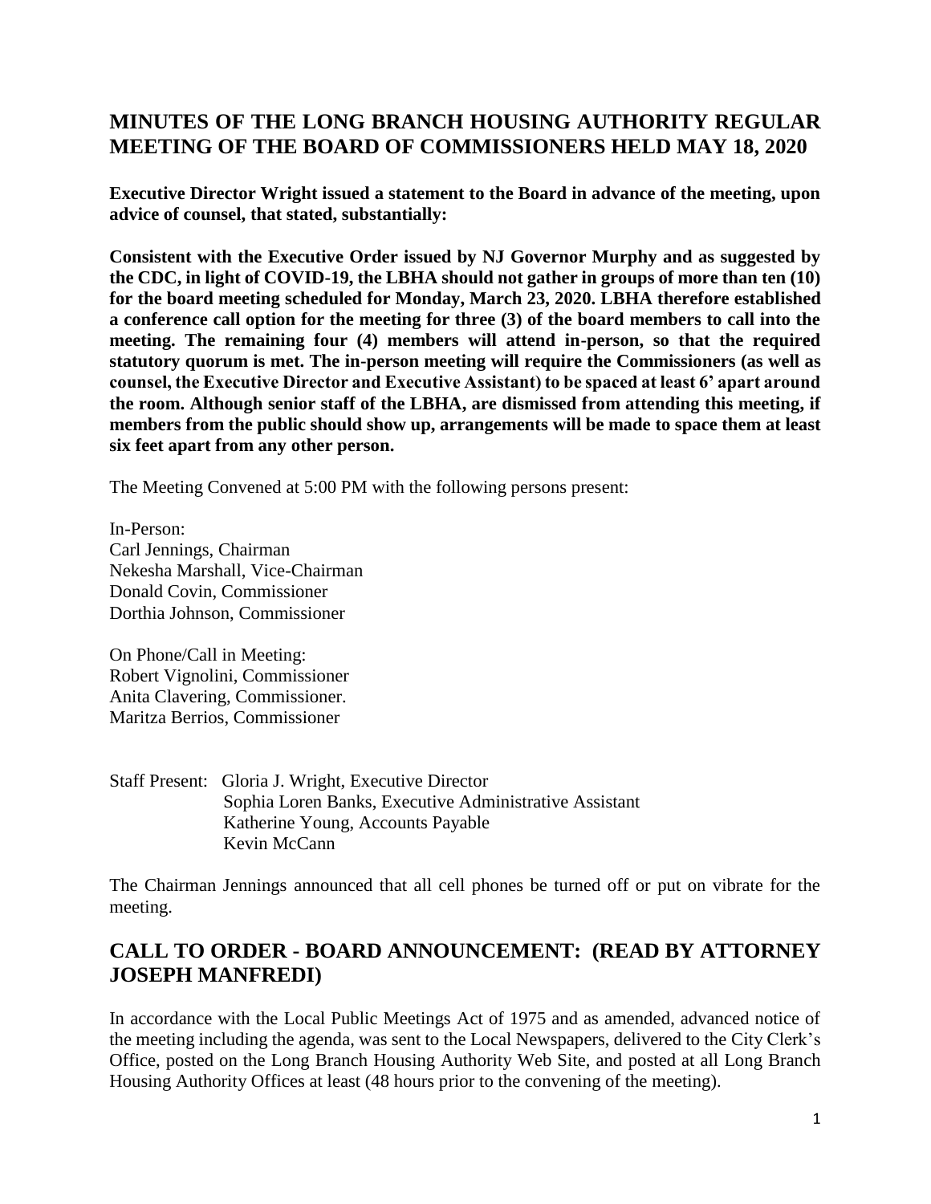## MINUTES OF THE LONG BRANCH HOUSING AUTHORITY REGULAR MEETING OF THE BOARD OF COMMISSIONERS HELD MAY 18, 2020

**Executive Director Wright issued a statement to the Board in advance of the meeting, upon advice of counsel, that stated, substantially:**

**Consistent with the Executive Order issued by NJ Governor Murphy and as suggested by the CDC, in light of COVID-19, the LBHA should not gather in groups of more than ten (10) for the board meeting scheduled for Monday, March 23, 2020. LBHA therefore established a conference call option for the meeting for three (3) of the board members to call into the meeting. The remaining four (4) members will attend in-person, so that the required statutory quorum is met. The in-person meeting will require the Commissioners (as well as counsel, the Executive Director and Executive Assistant) to be spaced at least 6' apart around the room. Although senior staff of the LBHA, are dismissed from attending this meeting, if members from the public should show up, arrangements will be made to space them at least six feet apart from any other person.**

The Meeting Convened at 5:00 PM with the following persons present:

In-Person:
Carl Jennings, Chairman
Nekesha Marshall, Vice-Chairman
Donald Covin, Commissioner
Dorthia Johnson, Commissioner

On Phone/Call in Meeting:
Robert Vignolini, Commissioner
Anita Clavering, Commissioner.
Maritza Berrios, Commissioner

Staff Present: Gloria J. Wright, Executive Director
Sophia Loren Banks, Executive Administrative Assistant
Katherine Young, Accounts Payable
Kevin McCann

The Chairman Jennings announced that all cell phones be turned off or put on vibrate for the meeting.

## CALL TO ORDER - BOARD ANNOUNCEMENT: (READ BY ATTORNEY JOSEPH MANFREDI)

In accordance with the Local Public Meetings Act of 1975 and as amended, advanced notice of the meeting including the agenda, was sent to the Local Newspapers, delivered to the City Clerk's Office, posted on the Long Branch Housing Authority Web Site, and posted at all Long Branch Housing Authority Offices at least (48 hours prior to the convening of the meeting).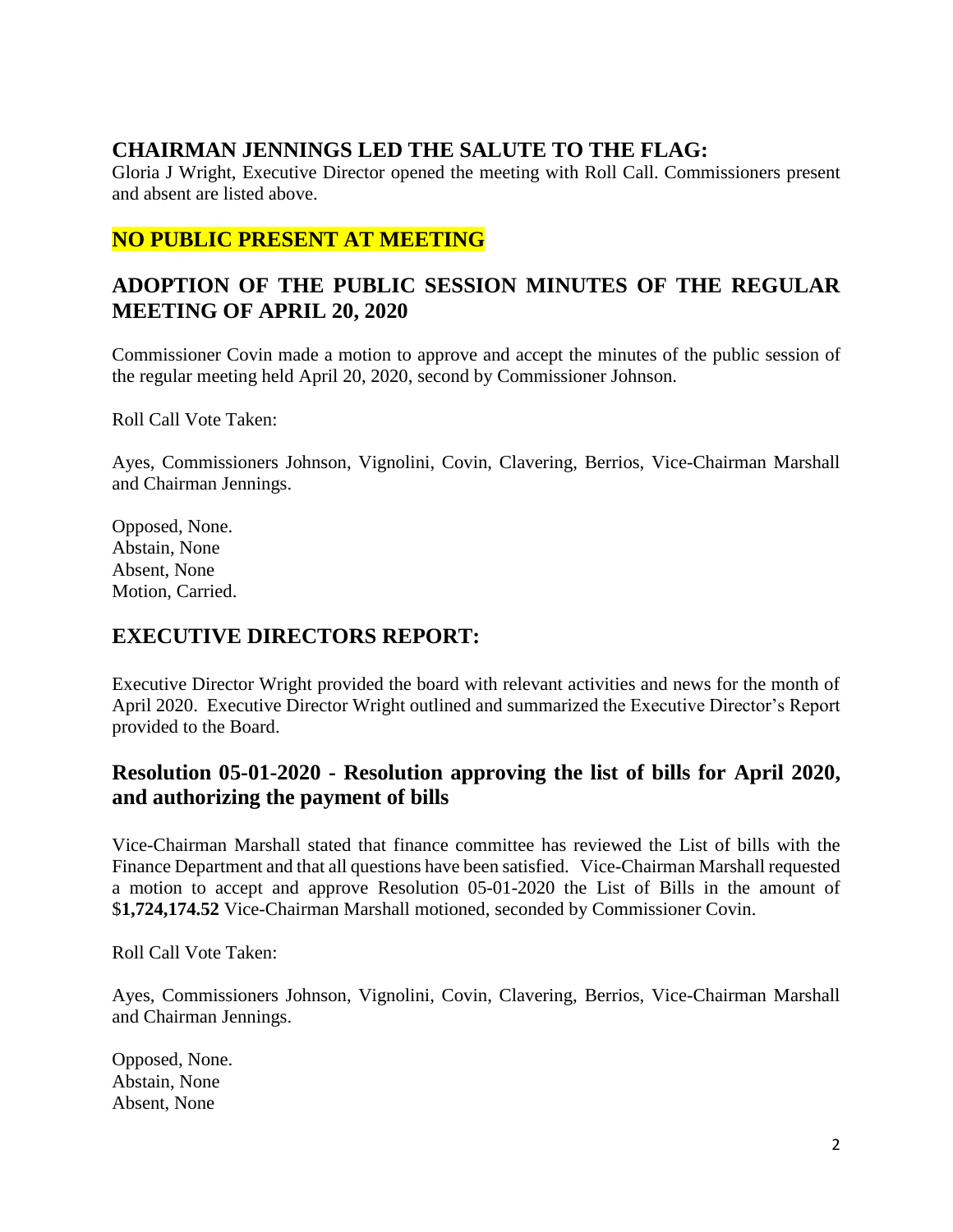## CHAIRMAN JENNINGS LED THE SALUTE TO THE FLAG:

Gloria J Wright, Executive Director opened the meeting with Roll Call. Commissioners present and absent are listed above.

## NO PUBLIC PRESENT AT MEETING

## ADOPTION OF THE PUBLIC SESSION MINUTES OF THE REGULAR MEETING OF APRIL 20, 2020

Commissioner Covin made a motion to approve and accept the minutes of the public session of the regular meeting held April 20, 2020, second by Commissioner Johnson.

Roll Call Vote Taken:

Ayes, Commissioners Johnson, Vignolini, Covin, Clavering, Berrios, Vice-Chairman Marshall and Chairman Jennings.

Opposed, None.
Abstain, None
Absent, None
Motion, Carried.

## EXECUTIVE DIRECTORS REPORT:

Executive Director Wright provided the board with relevant activities and news for the month of April 2020. Executive Director Wright outlined and summarized the Executive Director's Report provided to the Board.

## Resolution 05-01-2020 - Resolution approving the list of bills for April 2020, and authorizing the payment of bills

Vice-Chairman Marshall stated that finance committee has reviewed the List of bills with the Finance Department and that all questions have been satisfied. Vice-Chairman Marshall requested a motion to accept and approve Resolution 05-01-2020 the List of Bills in the amount of $**1,724,174.52** Vice-Chairman Marshall motioned, seconded by Commissioner Covin.

Roll Call Vote Taken:

Ayes, Commissioners Johnson, Vignolini, Covin, Clavering, Berrios, Vice-Chairman Marshall and Chairman Jennings.

Opposed, None.
Abstain, None
Absent, None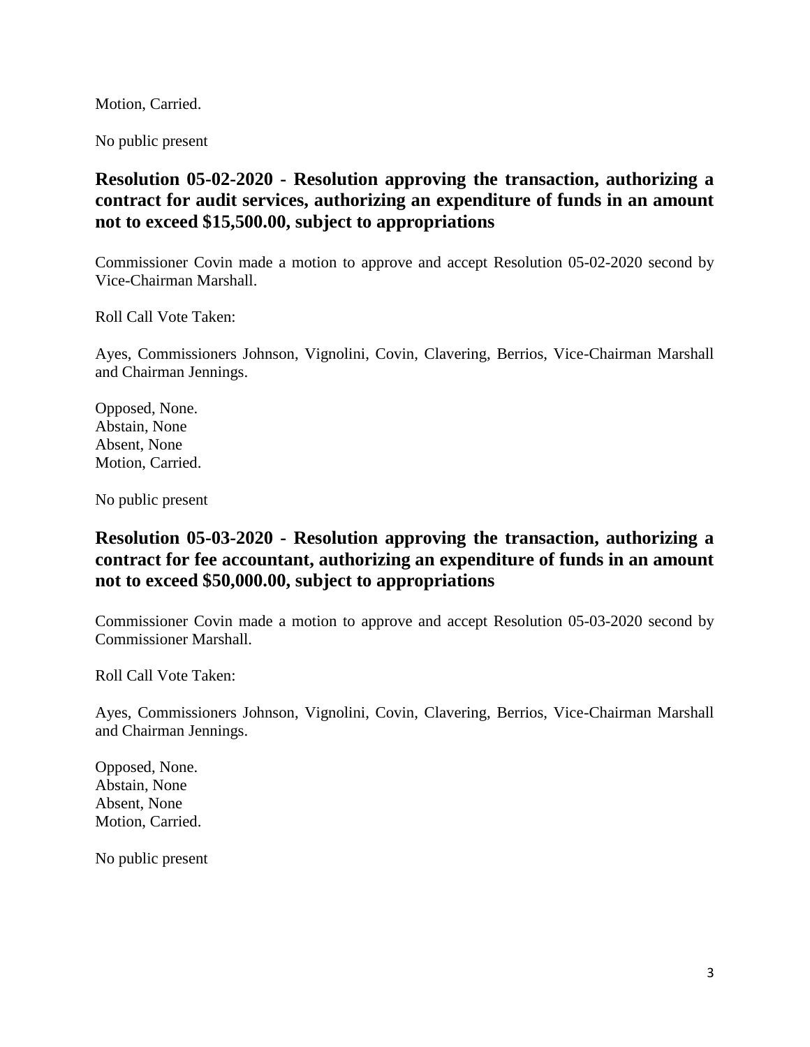Motion, Carried.

No public present

## Resolution 05-02-2020 - Resolution approving the transaction, authorizing a contract for audit services, authorizing an expenditure of funds in an amount not to exceed $15,500.00, subject to appropriations

Commissioner Covin made a motion to approve and accept Resolution 05-02-2020 second by Vice-Chairman Marshall.

Roll Call Vote Taken:

Ayes, Commissioners Johnson, Vignolini, Covin, Clavering, Berrios, Vice-Chairman Marshall and Chairman Jennings.

Opposed, None.  
Abstain, None  
Absent, None  
Motion, Carried.

No public present

## Resolution 05-03-2020 - Resolution approving the transaction, authorizing a contract for fee accountant, authorizing an expenditure of funds in an amount not to exceed $50,000.00, subject to appropriations

Commissioner Covin made a motion to approve and accept Resolution 05-03-2020 second by Commissioner Marshall.

Roll Call Vote Taken:

Ayes, Commissioners Johnson, Vignolini, Covin, Clavering, Berrios, Vice-Chairman Marshall and Chairman Jennings.

Opposed, None.  
Abstain, None  
Absent, None  
Motion, Carried.

No public present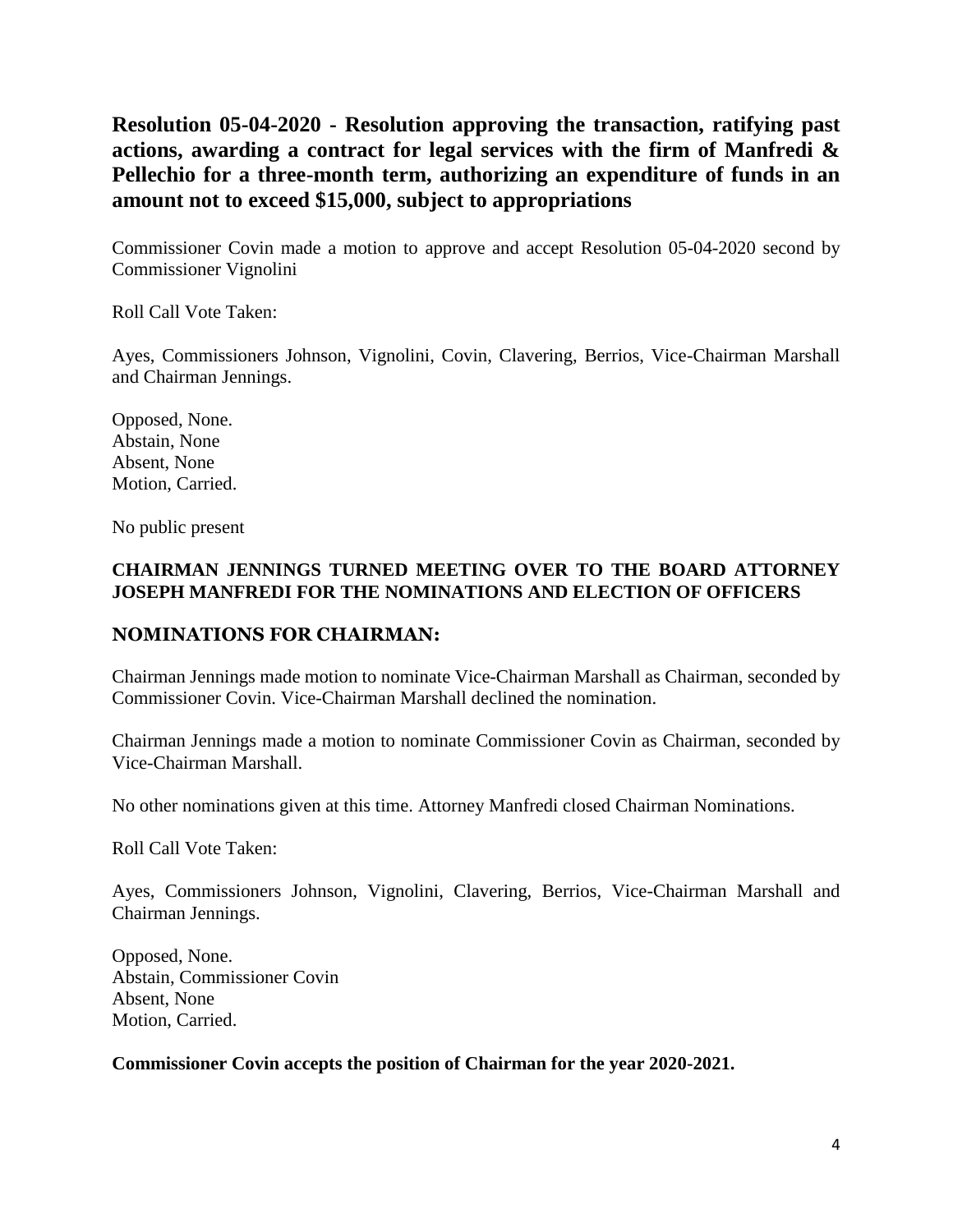## Resolution 05-04-2020 - Resolution approving the transaction, ratifying past actions, awarding a contract for legal services with the firm of Manfredi & Pellechio for a three-month term, authorizing an expenditure of funds in an amount not to exceed $15,000, subject to appropriations

Commissioner Covin made a motion to approve and accept Resolution 05-04-2020 second by Commissioner Vignolini

Roll Call Vote Taken:

Ayes, Commissioners Johnson, Vignolini, Covin, Clavering, Berrios, Vice-Chairman Marshall and Chairman Jennings.

Opposed, None.
Abstain, None
Absent, None
Motion, Carried.

No public present

**CHAIRMAN JENNINGS TURNED MEETING OVER TO THE BOARD ATTORNEY JOSEPH MANFREDI FOR THE NOMINATIONS AND ELECTION OF OFFICERS**

## NOMINATIONS FOR CHAIRMAN:

Chairman Jennings made motion to nominate Vice-Chairman Marshall as Chairman, seconded by Commissioner Covin. Vice-Chairman Marshall declined the nomination.

Chairman Jennings made a motion to nominate Commissioner Covin as Chairman, seconded by Vice-Chairman Marshall.

No other nominations given at this time. Attorney Manfredi closed Chairman Nominations.

Roll Call Vote Taken:

Ayes, Commissioners Johnson, Vignolini, Clavering, Berrios, Vice-Chairman Marshall and Chairman Jennings.

Opposed, None.
Abstain, Commissioner Covin
Absent, None
Motion, Carried.

**Commissioner Covin accepts the position of Chairman for the year 2020-2021.**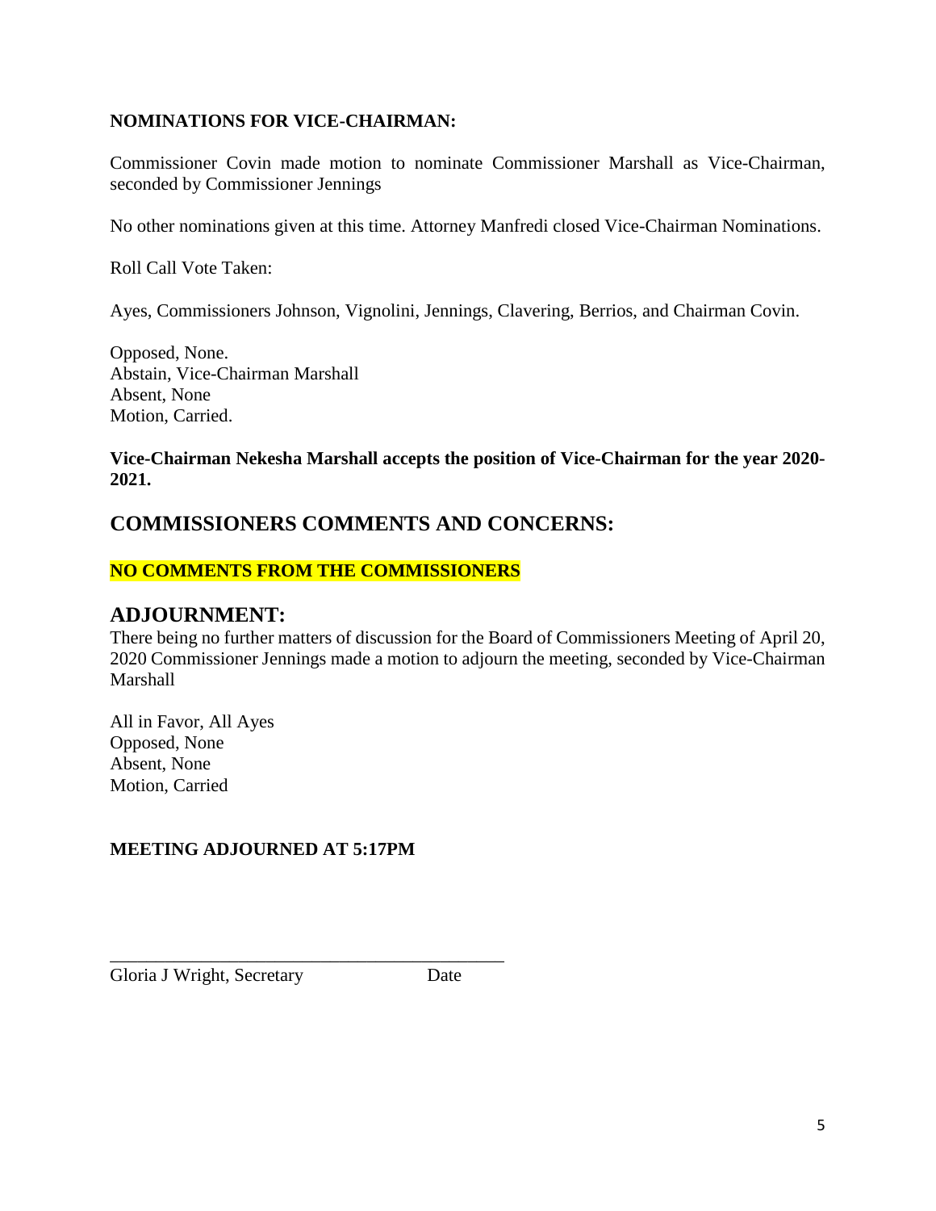**NOMINATIONS FOR VICE-CHAIRMAN:**

Commissioner Covin made motion to nominate Commissioner Marshall as Vice-Chairman, seconded by Commissioner Jennings

No other nominations given at this time. Attorney Manfredi closed Vice-Chairman Nominations.

Roll Call Vote Taken:

Ayes, Commissioners Johnson, Vignolini, Jennings, Clavering, Berrios, and Chairman Covin.

Opposed, None.
Abstain, Vice-Chairman Marshall
Absent, None
Motion, Carried.

**Vice-Chairman Nekesha Marshall accepts the position of Vice-Chairman for the year 2020-2021.**

## COMMISSIONERS COMMENTS AND CONCERNS:

**NO COMMENTS FROM THE COMMISSIONERS**

## ADJOURNMENT:

There being no further matters of discussion for the Board of Commissioners Meeting of April 20, 2020 Commissioner Jennings made a motion to adjourn the meeting, seconded by Vice-Chairman Marshall

All in Favor, All Ayes
Opposed, None
Absent, None
Motion, Carried

**MEETING ADJOURNED AT 5:17PM**

\_\_\_\_\_\_\_\_\_\_\_\_\_\_\_\_\_\_\_\_\_\_\_\_\_\_\_\_\_\_\_\_\_\_\_\_\_\_\_\_\_\_\_\_
Gloria J Wright, Secretary Date